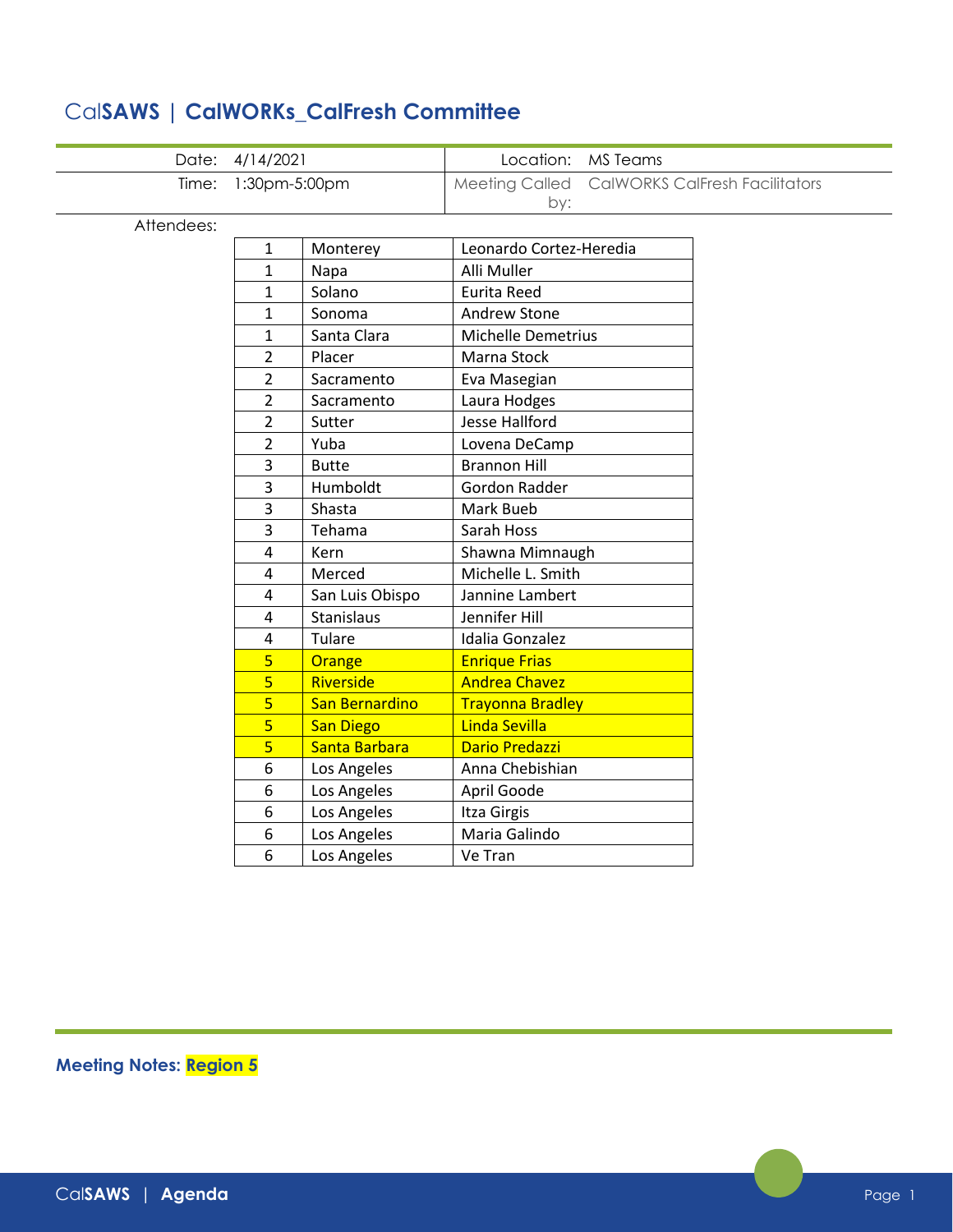# CalSAWS | CalWORKs_CalFresh Committee

| Date: | 4/14/2021 | Location: | MS Teams |
|---|---|---|---|
| Time: | 1:30pm-5:00pm | Meeting Called by: | CalWORKS CalFresh Facilitators |

Attendees:

| | | |
|---|---|---|
| 1 | Monterey | Leonardo Cortez-Heredia |
| 1 | Napa | Alli Muller |
| 1 | Solano | Eurita Reed |
| 1 | Sonoma | Andrew Stone |
| 1 | Santa Clara | Michelle Demetrius |
| 2 | Placer | Marna Stock |
| 2 | Sacramento | Eva Masegian |
| 2 | Sacramento | Laura Hodges |
| 2 | Sutter | Jesse Hallford |
| 2 | Yuba | Lovena DeCamp |
| 3 | Butte | Brannon Hill |
| 3 | Humboldt | Gordon Radder |
| 3 | Shasta | Mark Bueb |
| 3 | Tehama | Sarah Hoss |
| 4 | Kern | Shawna Mimnaugh |
| 4 | Merced | Michelle L. Smith |
| 4 | San Luis Obispo | Jannine Lambert |
| 4 | Stanislaus | Jennifer Hill |
| 4 | Tulare | Idalia Gonzalez |
| 5 | Orange | Enrique Frias |
| 5 | Riverside | Andrea Chavez |
| 5 | San Bernardino | Trayonna Bradley |
| 5 | San Diego | Linda Sevilla |
| 5 | Santa Barbara | Dario Predazzi |
| 6 | Los Angeles | Anna Chebishian |
| 6 | Los Angeles | April Goode |
| 6 | Los Angeles | Itza Girgis |
| 6 | Los Angeles | Maria Galindo |
| 6 | Los Angeles | Ve Tran |

**Meeting Notes: Region 5**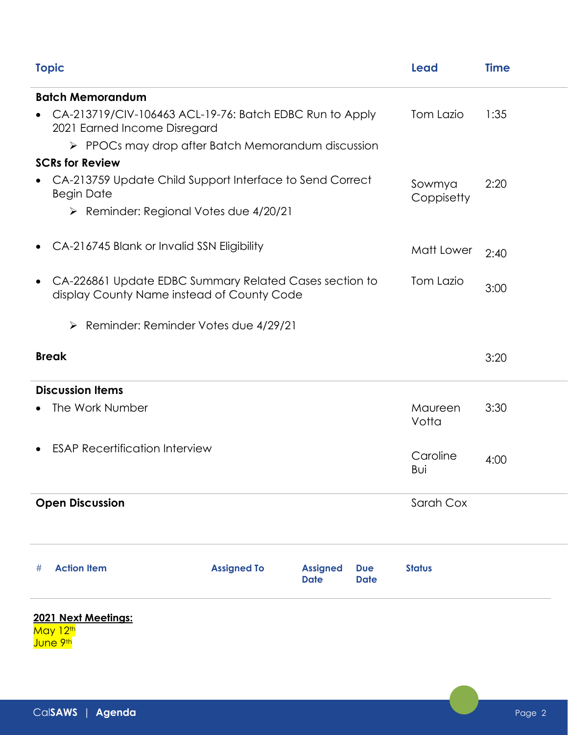| Topic | Lead | Time |
|---|---|---|
| **Batch Memorandum** | | |
| • CA-213719/CIV-106463 ACL-19-76: Batch EDBC Run to Apply 2021 Earned Income Disregard | Tom Lazio | 1:35 |
| ➢ PPOCs may drop after Batch Memorandum discussion | | |
| **SCRs for Review** | | |
| • CA-213759 Update Child Support Interface to Send Correct Begin Date | Sowmya Coppisetty | 2:20 |
| ➢ Reminder: Regional Votes due 4/20/21 | | |
| • CA-216745 Blank or Invalid SSN Eligibility | Matt Lower | 2:40 |
| • CA-226861 Update EDBC Summary Related Cases section to display County Name instead of County Code | Tom Lazio | 3:00 |
| ➢ Reminder: Reminder Votes due 4/29/21 | | |
| **Break** | | 3:20 |
| **Discussion Items** | | |
| • The Work Number | Maureen Votta | 3:30 |
| • ESAP Recertification Interview | Caroline Bui | 4:00 |
| **Open Discussion** | Sarah Cox | |

| # | Action Item | Assigned To | Assigned Date | Due Date | Status |
|---|---|---|---|---|---|

**2021 Next Meetings:**

May 12th

June 9th